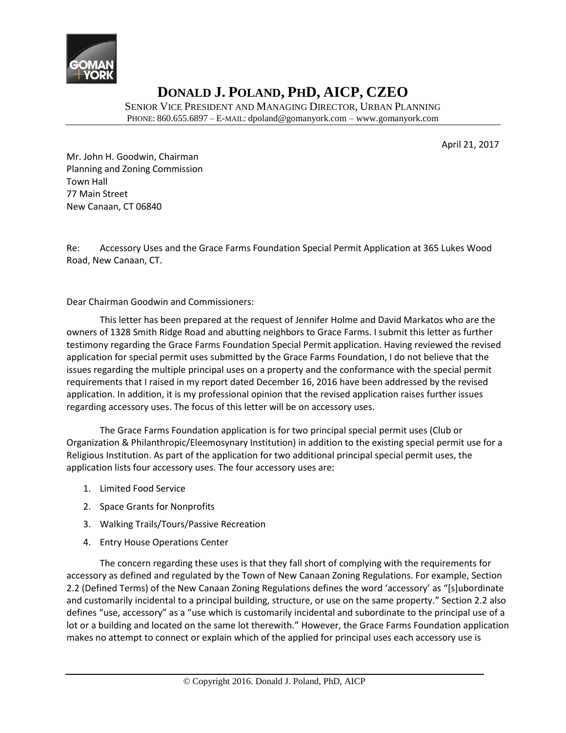# DONALD J. POLAND, PHD, AICP, CZEO

SENIOR VICE PRESIDENT AND MANAGING DIRECTOR, URBAN PLANNING
PHONE: 860.655.6897 – E-MAIL: dpoland@gomanyork.com – www.gomanyork.com

April 21, 2017

Mr. John H. Goodwin, Chairman
Planning and Zoning Commission
Town Hall
77 Main Street
New Canaan, CT 06840

Re: Accessory Uses and the Grace Farms Foundation Special Permit Application at 365 Lukes Wood Road, New Canaan, CT.

Dear Chairman Goodwin and Commissioners:

This letter has been prepared at the request of Jennifer Holme and David Markatos who are the owners of 1328 Smith Ridge Road and abutting neighbors to Grace Farms. I submit this letter as further testimony regarding the Grace Farms Foundation Special Permit application. Having reviewed the revised application for special permit uses submitted by the Grace Farms Foundation, I do not believe that the issues regarding the multiple principal uses on a property and the conformance with the special permit requirements that I raised in my report dated December 16, 2016 have been addressed by the revised application. In addition, it is my professional opinion that the revised application raises further issues regarding accessory uses. The focus of this letter will be on accessory uses.

The Grace Farms Foundation application is for two principal special permit uses (Club or Organization & Philanthropic/Eleemosynary Institution) in addition to the existing special permit use for a Religious Institution. As part of the application for two additional principal special permit uses, the application lists four accessory uses. The four accessory uses are:

1. Limited Food Service
2. Space Grants for Nonprofits
3. Walking Trails/Tours/Passive Recreation
4. Entry House Operations Center

The concern regarding these uses is that they fall short of complying with the requirements for accessory as defined and regulated by the Town of New Canaan Zoning Regulations. For example, Section 2.2 (Defined Terms) of the New Canaan Zoning Regulations defines the word 'accessory' as "[s]ubordinate and customarily incidental to a principal building, structure, or use on the same property." Section 2.2 also defines "use, accessory" as a "use which is customarily incidental and subordinate to the principal use of a lot or a building and located on the same lot therewith." However, the Grace Farms Foundation application makes no attempt to connect or explain which of the applied for principal uses each accessory use is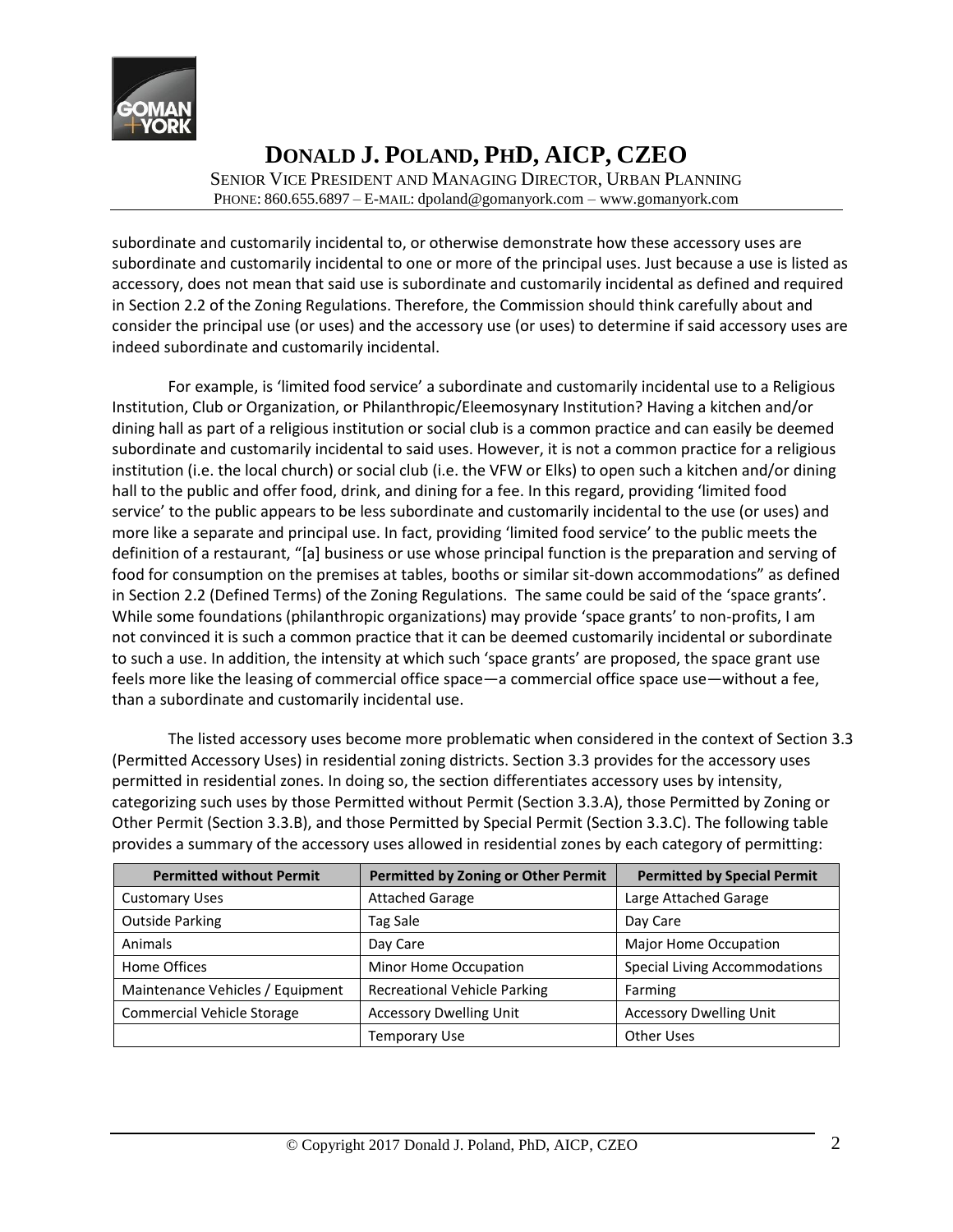subordinate and customarily incidental to, or otherwise demonstrate how these accessory uses are subordinate and customarily incidental to one or more of the principal uses. Just because a use is listed as accessory, does not mean that said use is subordinate and customarily incidental as defined and required in Section 2.2 of the Zoning Regulations. Therefore, the Commission should think carefully about and consider the principal use (or uses) and the accessory use (or uses) to determine if said accessory uses are indeed subordinate and customarily incidental.

For example, is 'limited food service' a subordinate and customarily incidental use to a Religious Institution, Club or Organization, or Philanthropic/Eleemosynary Institution? Having a kitchen and/or dining hall as part of a religious institution or social club is a common practice and can easily be deemed subordinate and customarily incidental to said uses. However, it is not a common practice for a religious institution (i.e. the local church) or social club (i.e. the VFW or Elks) to open such a kitchen and/or dining hall to the public and offer food, drink, and dining for a fee. In this regard, providing 'limited food service' to the public appears to be less subordinate and customarily incidental to the use (or uses) and more like a separate and principal use. In fact, providing 'limited food service' to the public meets the definition of a restaurant, "[a] business or use whose principal function is the preparation and serving of food for consumption on the premises at tables, booths or similar sit-down accommodations" as defined in Section 2.2 (Defined Terms) of the Zoning Regulations. The same could be said of the 'space grants'. While some foundations (philanthropic organizations) may provide 'space grants' to non-profits, I am not convinced it is such a common practice that it can be deemed customarily incidental or subordinate to such a use. In addition, the intensity at which such 'space grants' are proposed, the space grant use feels more like the leasing of commercial office space—a commercial office space use—without a fee, than a subordinate and customarily incidental use.

The listed accessory uses become more problematic when considered in the context of Section 3.3 (Permitted Accessory Uses) in residential zoning districts. Section 3.3 provides for the accessory uses permitted in residential zones. In doing so, the section differentiates accessory uses by intensity, categorizing such uses by those Permitted without Permit (Section 3.3.A), those Permitted by Zoning or Other Permit (Section 3.3.B), and those Permitted by Special Permit (Section 3.3.C). The following table provides a summary of the accessory uses allowed in residential zones by each category of permitting:

| Permitted without Permit | Permitted by Zoning or Other Permit | Permitted by Special Permit |
|---|---|---|
| Customary Uses | Attached Garage | Large Attached Garage |
| Outside Parking | Tag Sale | Day Care |
| Animals | Day Care | Major Home Occupation |
| Home Offices | Minor Home Occupation | Special Living Accommodations |
| Maintenance Vehicles / Equipment | Recreational Vehicle Parking | Farming |
| Commercial Vehicle Storage | Accessory Dwelling Unit | Accessory Dwelling Unit |
| | Temporary Use | Other Uses |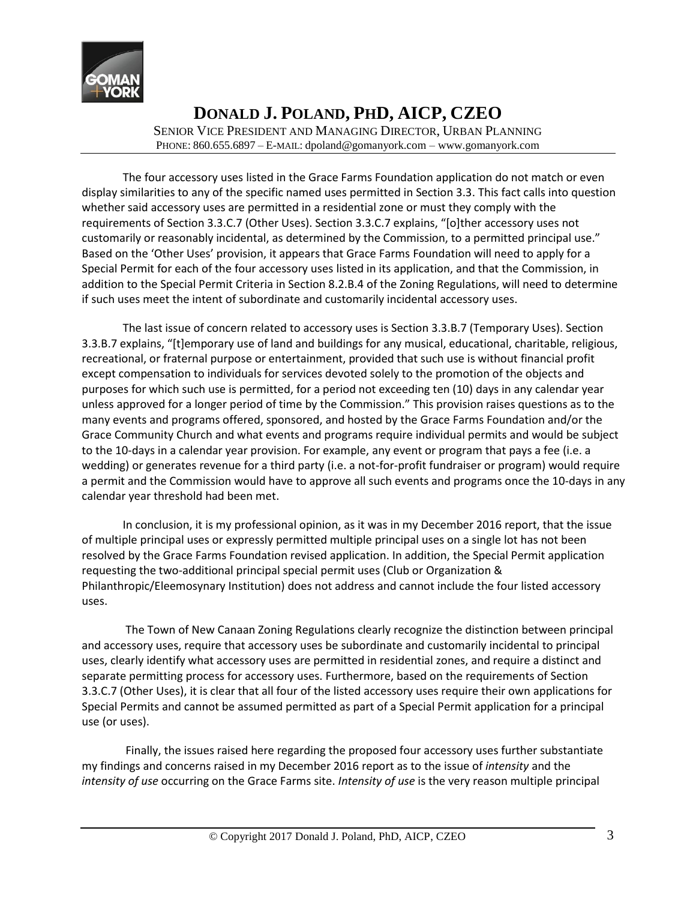The four accessory uses listed in the Grace Farms Foundation application do not match or even display similarities to any of the specific named uses permitted in Section 3.3. This fact calls into question whether said accessory uses are permitted in a residential zone or must they comply with the requirements of Section 3.3.C.7 (Other Uses). Section 3.3.C.7 explains, "[o]ther accessory uses not customarily or reasonably incidental, as determined by the Commission, to a permitted principal use." Based on the 'Other Uses' provision, it appears that Grace Farms Foundation will need to apply for a Special Permit for each of the four accessory uses listed in its application, and that the Commission, in addition to the Special Permit Criteria in Section 8.2.B.4 of the Zoning Regulations, will need to determine if such uses meet the intent of subordinate and customarily incidental accessory uses.

The last issue of concern related to accessory uses is Section 3.3.B.7 (Temporary Uses). Section 3.3.B.7 explains, "[t]emporary use of land and buildings for any musical, educational, charitable, religious, recreational, or fraternal purpose or entertainment, provided that such use is without financial profit except compensation to individuals for services devoted solely to the promotion of the objects and purposes for which such use is permitted, for a period not exceeding ten (10) days in any calendar year unless approved for a longer period of time by the Commission." This provision raises questions as to the many events and programs offered, sponsored, and hosted by the Grace Farms Foundation and/or the Grace Community Church and what events and programs require individual permits and would be subject to the 10-days in a calendar year provision. For example, any event or program that pays a fee (i.e. a wedding) or generates revenue for a third party (i.e. a not-for-profit fundraiser or program) would require a permit and the Commission would have to approve all such events and programs once the 10-days in any calendar year threshold had been met.

In conclusion, it is my professional opinion, as it was in my December 2016 report, that the issue of multiple principal uses or expressly permitted multiple principal uses on a single lot has not been resolved by the Grace Farms Foundation revised application. In addition, the Special Permit application requesting the two-additional principal special permit uses (Club or Organization & Philanthropic/Eleemosynary Institution) does not address and cannot include the four listed accessory uses.

The Town of New Canaan Zoning Regulations clearly recognize the distinction between principal and accessory uses, require that accessory uses be subordinate and customarily incidental to principal uses, clearly identify what accessory uses are permitted in residential zones, and require a distinct and separate permitting process for accessory uses. Furthermore, based on the requirements of Section 3.3.C.7 (Other Uses), it is clear that all four of the listed accessory uses require their own applications for Special Permits and cannot be assumed permitted as part of a Special Permit application for a principal use (or uses).

Finally, the issues raised here regarding the proposed four accessory uses further substantiate my findings and concerns raised in my December 2016 report as to the issue of *intensity* and the *intensity of use* occurring on the Grace Farms site. *Intensity of use* is the very reason multiple principal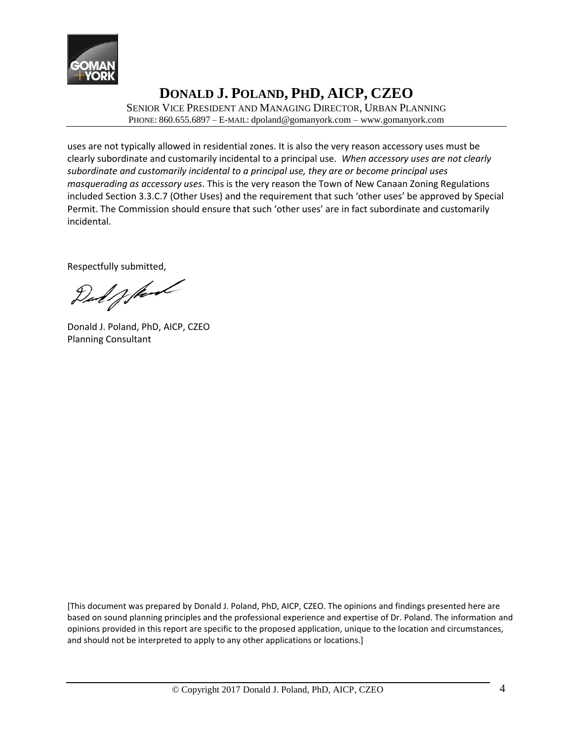uses are not typically allowed in residential zones. It is also the very reason accessory uses must be clearly subordinate and customarily incidental to a principal use. *When accessory uses are not clearly subordinate and customarily incidental to a principal use, they are or become principal uses masquerading as accessory uses*. This is the very reason the Town of New Canaan Zoning Regulations included Section 3.3.C.7 (Other Uses) and the requirement that such 'other uses' be approved by Special Permit. The Commission should ensure that such 'other uses' are in fact subordinate and customarily incidental.

Respectfully submitted,

Donald J. Poland, PhD, AICP, CZEO
Planning Consultant

[This document was prepared by Donald J. Poland, PhD, AICP, CZEO. The opinions and findings presented here are based on sound planning principles and the professional experience and expertise of Dr. Poland. The information and opinions provided in this report are specific to the proposed application, unique to the location and circumstances, and should not be interpreted to apply to any other applications or locations.]